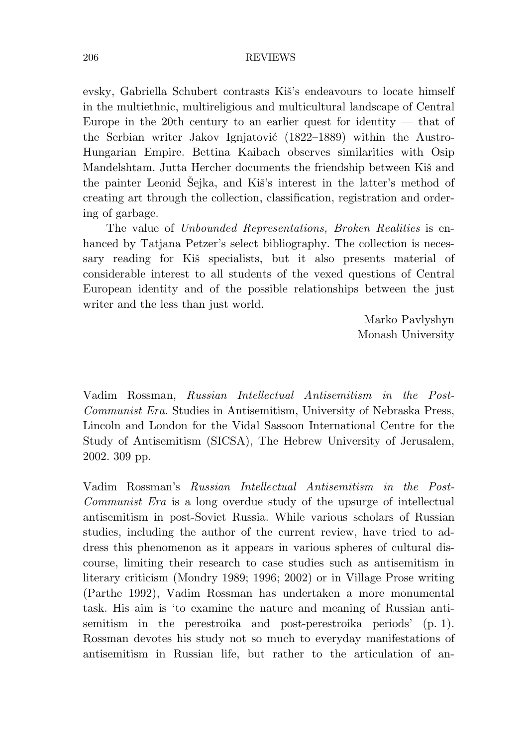evsky, Gabriella Schubert contrasts Kiš's endeavours to locate himself in the multiethnic, multireligious and multicultural landscape of Central Europe in the 20th century to an earlier quest for identity — that of the Serbian writer Jakov Ignjatović (1822–1889) within the Austro-Hungarian Empire. Bettina Kaibach observes similarities with Osip Mandelshtam. Jutta Hercher documents the friendship between Kiš and the painter Leonid Šejka, and Kiš's interest in the latter's method of creating art through the collection, classification, registration and ordering of garbage.

The value of *Unbounded Representations, Broken Realities* is enhanced by Tatjana Petzer's select bibliography. The collection is necessary reading for Kiš specialists, but it also presents material of considerable interest to all students of the vexed questions of Central European identity and of the possible relationships between the just writer and the less than just world.

Marko Pavlyshyn
Monash University

Vadim Rossman, *Russian Intellectual Antisemitism in the Post-Communist Era.* Studies in Antisemitism, University of Nebraska Press, Lincoln and London for the Vidal Sassoon International Centre for the Study of Antisemitism (SICSA), The Hebrew University of Jerusalem, 2002. 309 pp.

Vadim Rossman's *Russian Intellectual Antisemitism in the Post-Communist Era* is a long overdue study of the upsurge of intellectual antisemitism in post-Soviet Russia. While various scholars of Russian studies, including the author of the current review, have tried to address this phenomenon as it appears in various spheres of cultural discourse, limiting their research to case studies such as antisemitism in literary criticism (Mondry 1989; 1996; 2002) or in Village Prose writing (Parthe 1992), Vadim Rossman has undertaken a more monumental task. His aim is 'to examine the nature and meaning of Russian antisemitism in the perestroika and post-perestroika periods' (p. 1). Rossman devotes his study not so much to everyday manifestations of antisemitism in Russian life, but rather to the articulation of an-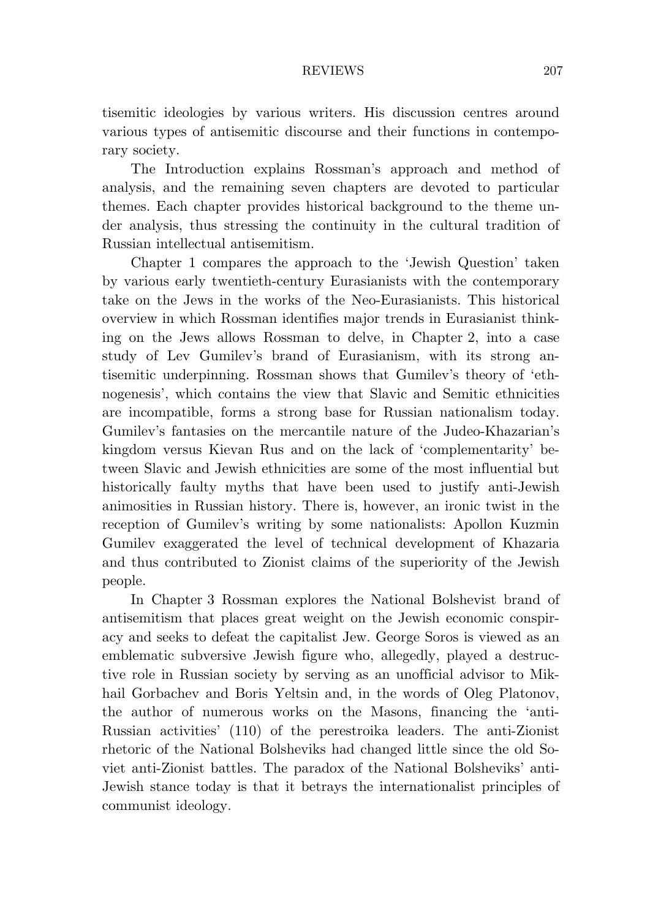tisemitic ideologies by various writers. His discussion centres around various types of antisemitic discourse and their functions in contemporary society.

The Introduction explains Rossman's approach and method of analysis, and the remaining seven chapters are devoted to particular themes. Each chapter provides historical background to the theme under analysis, thus stressing the continuity in the cultural tradition of Russian intellectual antisemitism.

Chapter 1 compares the approach to the 'Jewish Question' taken by various early twentieth-century Eurasianists with the contemporary take on the Jews in the works of the Neo-Eurasianists. This historical overview in which Rossman identifies major trends in Eurasianist thinking on the Jews allows Rossman to delve, in Chapter 2, into a case study of Lev Gumilev's brand of Eurasianism, with its strong antisemitic underpinning. Rossman shows that Gumilev's theory of 'ethnogenesis', which contains the view that Slavic and Semitic ethnicities are incompatible, forms a strong base for Russian nationalism today. Gumilev's fantasies on the mercantile nature of the Judeo-Khazarian's kingdom versus Kievan Rus and on the lack of 'complementarity' between Slavic and Jewish ethnicities are some of the most influential but historically faulty myths that have been used to justify anti-Jewish animosities in Russian history. There is, however, an ironic twist in the reception of Gumilev's writing by some nationalists: Apollon Kuzmin Gumilev exaggerated the level of technical development of Khazaria and thus contributed to Zionist claims of the superiority of the Jewish people.

In Chapter 3 Rossman explores the National Bolshevist brand of antisemitism that places great weight on the Jewish economic conspiracy and seeks to defeat the capitalist Jew. George Soros is viewed as an emblematic subversive Jewish figure who, allegedly, played a destructive role in Russian society by serving as an unofficial advisor to Mikhail Gorbachev and Boris Yeltsin and, in the words of Oleg Platonov, the author of numerous works on the Masons, financing the 'anti-Russian activities' (110) of the perestroika leaders. The anti-Zionist rhetoric of the National Bolsheviks had changed little since the old Soviet anti-Zionist battles. The paradox of the National Bolsheviks' anti-Jewish stance today is that it betrays the internationalist principles of communist ideology.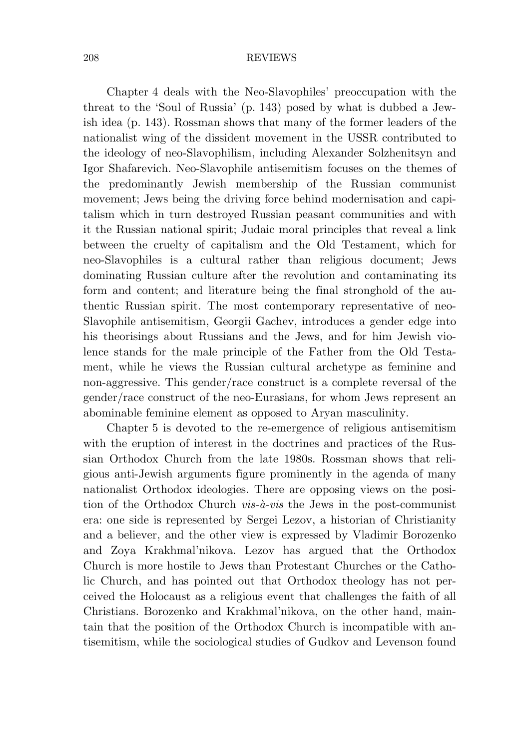Chapter 4 deals with the Neo-Slavophiles' preoccupation with the threat to the 'Soul of Russia' (p. 143) posed by what is dubbed a Jewish idea (p. 143). Rossman shows that many of the former leaders of the nationalist wing of the dissident movement in the USSR contributed to the ideology of neo-Slavophilism, including Alexander Solzhenitsyn and Igor Shafarevich. Neo-Slavophile antisemitism focuses on the themes of the predominantly Jewish membership of the Russian communist movement; Jews being the driving force behind modernisation and capitalism which in turn destroyed Russian peasant communities and with it the Russian national spirit; Judaic moral principles that reveal a link between the cruelty of capitalism and the Old Testament, which for neo-Slavophiles is a cultural rather than religious document; Jews dominating Russian culture after the revolution and contaminating its form and content; and literature being the final stronghold of the authentic Russian spirit. The most contemporary representative of neo-Slavophile antisemitism, Georgii Gachev, introduces a gender edge into his theorisings about Russians and the Jews, and for him Jewish violence stands for the male principle of the Father from the Old Testament, while he views the Russian cultural archetype as feminine and non-aggressive. This gender/race construct is a complete reversal of the gender/race construct of the neo-Eurasians, for whom Jews represent an abominable feminine element as opposed to Aryan masculinity.

Chapter 5 is devoted to the re-emergence of religious antisemitism with the eruption of interest in the doctrines and practices of the Russian Orthodox Church from the late 1980s. Rossman shows that religious anti-Jewish arguments figure prominently in the agenda of many nationalist Orthodox ideologies. There are opposing views on the position of the Orthodox Church *vis-à-vis* the Jews in the post-communist era: one side is represented by Sergei Lezov, a historian of Christianity and a believer, and the other view is expressed by Vladimir Borozenko and Zoya Krakhmal'nikova. Lezov has argued that the Orthodox Church is more hostile to Jews than Protestant Churches or the Catholic Church, and has pointed out that Orthodox theology has not perceived the Holocaust as a religious event that challenges the faith of all Christians. Borozenko and Krakhmal'nikova, on the other hand, maintain that the position of the Orthodox Church is incompatible with antisemitism, while the sociological studies of Gudkov and Levenson found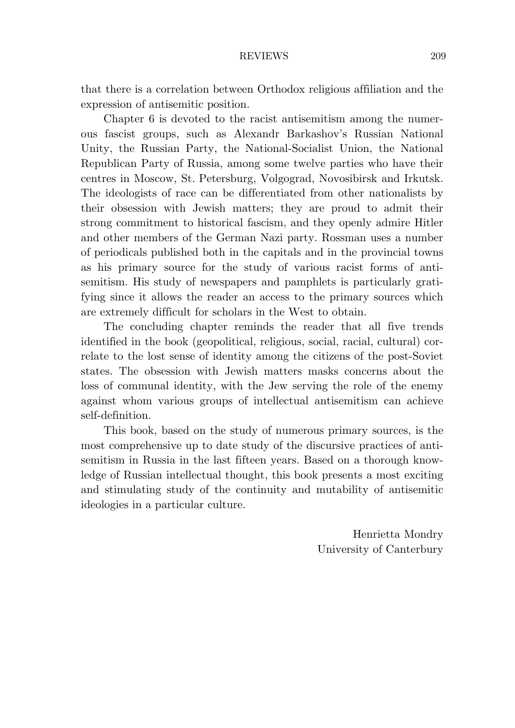that there is a correlation between Orthodox religious affiliation and the expression of antisemitic position.

Chapter 6 is devoted to the racist antisemitism among the numerous fascist groups, such as Alexandr Barkashov's Russian National Unity, the Russian Party, the National-Socialist Union, the National Republican Party of Russia, among some twelve parties who have their centres in Moscow, St. Petersburg, Volgograd, Novosibirsk and Irkutsk. The ideologists of race can be differentiated from other nationalists by their obsession with Jewish matters; they are proud to admit their strong commitment to historical fascism, and they openly admire Hitler and other members of the German Nazi party. Rossman uses a number of periodicals published both in the capitals and in the provincial towns as his primary source for the study of various racist forms of antisemitism. His study of newspapers and pamphlets is particularly gratifying since it allows the reader an access to the primary sources which are extremely difficult for scholars in the West to obtain.

The concluding chapter reminds the reader that all five trends identified in the book (geopolitical, religious, social, racial, cultural) correlate to the lost sense of identity among the citizens of the post-Soviet states. The obsession with Jewish matters masks concerns about the loss of communal identity, with the Jew serving the role of the enemy against whom various groups of intellectual antisemitism can achieve self-definition.

This book, based on the study of numerous primary sources, is the most comprehensive up to date study of the discursive practices of antisemitism in Russia in the last fifteen years. Based on a thorough knowledge of Russian intellectual thought, this book presents a most exciting and stimulating study of the continuity and mutability of antisemitic ideologies in a particular culture.

Henrietta Mondry
University of Canterbury